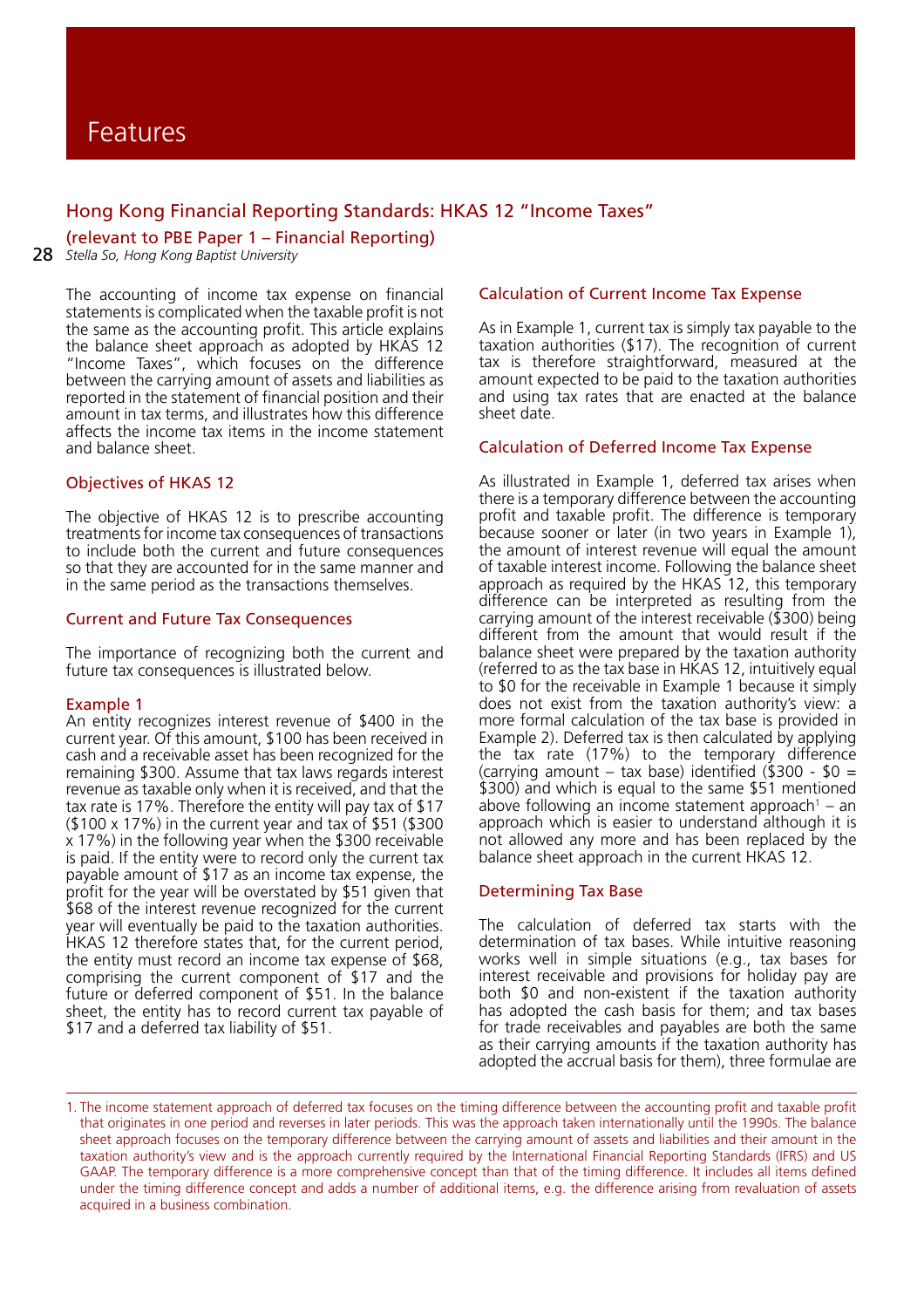# Features

## Hong Kong Financial Reporting Standards: HKAS 12 "Income Taxes"

### (relevant to PBE Paper 1 – Financial Reporting)

*Stella So, Hong Kong Baptist University*

The accounting of income tax expense on financial statements is complicated when the taxable profit is not the same as the accounting profit. This article explains the balance sheet approach as adopted by HKAS 12 "Income Taxes", which focuses on the difference between the carrying amount of assets and liabilities as reported in the statement of financial position and their amount in tax terms, and illustrates how this difference affects the income tax items in the income statement and balance sheet.

### Objectives of HKAS 12

The objective of HKAS 12 is to prescribe accounting treatments for income tax consequences of transactions to include both the current and future consequences so that they are accounted for in the same manner and in the same period as the transactions themselves.

### Current and Future Tax Consequences

The importance of recognizing both the current and future tax consequences is illustrated below.

#### Example 1

An entity recognizes interest revenue of $400 in the current year. Of this amount, $100 has been received in cash and a receivable asset has been recognized for the remaining $300. Assume that tax laws regards interest revenue as taxable only when it is received, and that the tax rate is 17%. Therefore the entity will pay tax of $17 ($100 x 17%) in the current year and tax of $51 ($300 x 17%) in the following year when the $300 receivable is paid. If the entity were to record only the current tax payable amount of $17 as an income tax expense, the profit for the year will be overstated by $51 given that $68 of the interest revenue recognized for the current year will eventually be paid to the taxation authorities. HKAS 12 therefore states that, for the current period, the entity must record an income tax expense of $68, comprising the current component of $17 and the future or deferred component of $51. In the balance sheet, the entity has to record current tax payable of $17 and a deferred tax liability of $51.

### Calculation of Current Income Tax Expense

As in Example 1, current tax is simply tax payable to the taxation authorities ($17). The recognition of current tax is therefore straightforward, measured at the amount expected to be paid to the taxation authorities and using tax rates that are enacted at the balance sheet date.

### Calculation of Deferred Income Tax Expense

As illustrated in Example 1, deferred tax arises when there is a temporary difference between the accounting profit and taxable profit. The difference is temporary because sooner or later (in two years in Example 1), the amount of interest revenue will equal the amount of taxable interest income. Following the balance sheet approach as required by the HKAS 12, this temporary difference can be interpreted as resulting from the carrying amount of the interest receivable ($300) being different from the amount that would result if the balance sheet were prepared by the taxation authority (referred to as the tax base in HKAS 12, intuitively equal to $0 for the receivable in Example 1 because it simply does not exist from the taxation authority's view: a more formal calculation of the tax base is provided in Example 2). Deferred tax is then calculated by applying the tax rate (17%) to the temporary difference (carrying amount – tax base) identified ($300 - $0 = $300) and which is equal to the same $51 mentioned above following an income statement approach[1] – an approach which is easier to understand although it is not allowed any more and has been replaced by the balance sheet approach in the current HKAS 12.

### Determining Tax Base

The calculation of deferred tax starts with the determination of tax bases. While intuitive reasoning works well in simple situations (e.g., tax bases for interest receivable and provisions for holiday pay are both $0 and non-existent if the taxation authority has adopted the cash basis for them; and tax bases for trade receivables and payables are both the same as their carrying amounts if the taxation authority has adopted the accrual basis for them), three formulae are

---

1. The income statement approach of deferred tax focuses on the timing difference between the accounting profit and taxable profit that originates in one period and reverses in later periods. This was the approach taken internationally until the 1990s. The balance sheet approach focuses on the temporary difference between the carrying amount of assets and liabilities and their amount in the taxation authority's view and is the approach currently required by the International Financial Reporting Standards (IFRS) and US GAAP. The temporary difference is a more comprehensive concept than that of the timing difference. It includes all items defined under the timing difference concept and adds a number of additional items, e.g. the difference arising from revaluation of assets acquired in a business combination.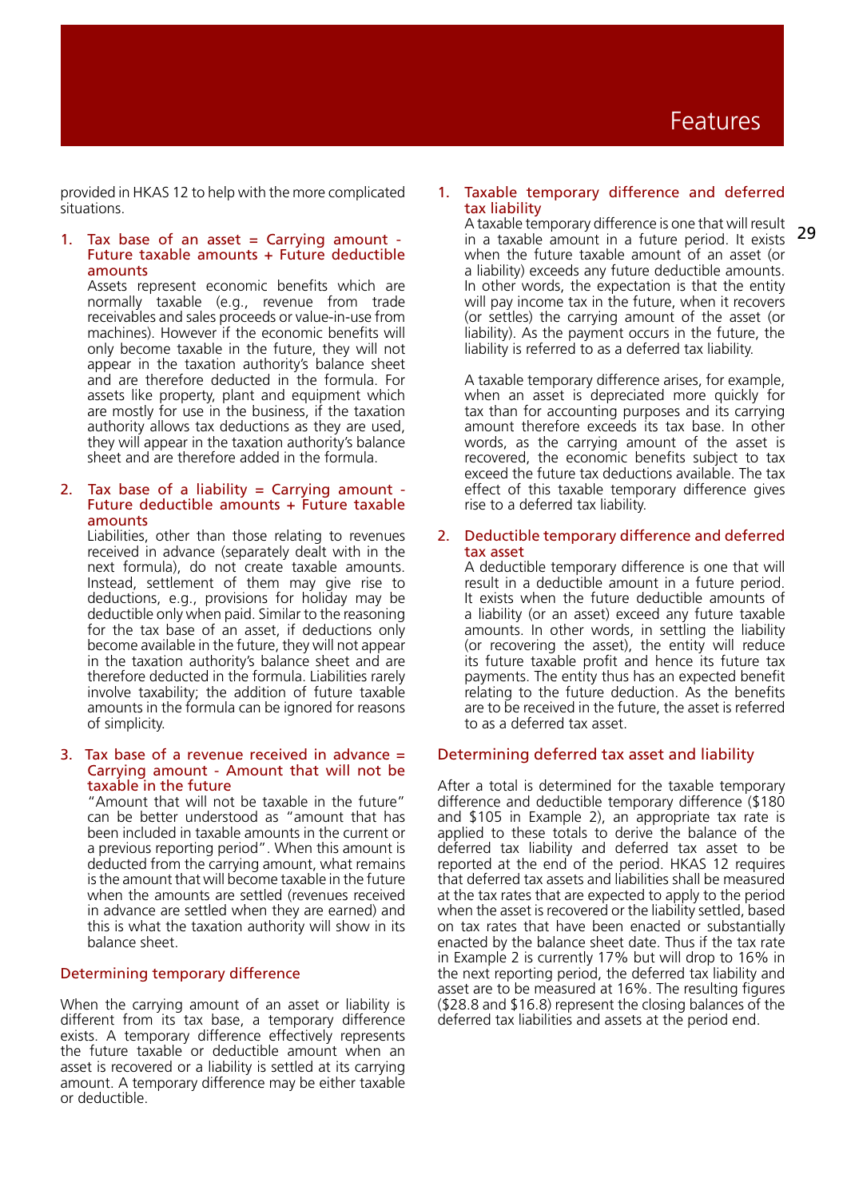provided in HKAS 12 to help with the more complicated situations.

1. **Tax base of an asset = Carrying amount - Future taxable amounts + Future deductible amounts**

   Assets represent economic benefits which are normally taxable (e.g., revenue from trade receivables and sales proceeds or value-in-use from machines). However if the economic benefits will only become taxable in the future, they will not appear in the taxation authority's balance sheet and are therefore deducted in the formula. For assets like property, plant and equipment which are mostly for use in the business, if the taxation authority allows tax deductions as they are used, they will appear in the taxation authority's balance sheet and are therefore added in the formula.

2. **Tax base of a liability = Carrying amount - Future deductible amounts + Future taxable amounts**

   Liabilities, other than those relating to revenues received in advance (separately dealt with in the next formula), do not create taxable amounts. Instead, settlement of them may give rise to deductions, e.g., provisions for holiday may be deductible only when paid. Similar to the reasoning for the tax base of an asset, if deductions only become available in the future, they will not appear in the taxation authority's balance sheet and are therefore deducted in the formula. Liabilities rarely involve taxability; the addition of future taxable amounts in the formula can be ignored for reasons of simplicity.

3. **Tax base of a revenue received in advance = Carrying amount - Amount that will not be taxable in the future**

   "Amount that will not be taxable in the future" can be better understood as "amount that has been included in taxable amounts in the current or a previous reporting period". When this amount is deducted from the carrying amount, what remains is the amount that will become taxable in the future when the amounts are settled (revenues received in advance are settled when they are earned) and this is what the taxation authority will show in its balance sheet.

## Determining temporary difference

When the carrying amount of an asset or liability is different from its tax base, a temporary difference exists. A temporary difference effectively represents the future taxable or deductible amount when an asset is recovered or a liability is settled at its carrying amount. A temporary difference may be either taxable or deductible.

1. **Taxable temporary difference and deferred tax liability**

   A taxable temporary difference is one that will result in a taxable amount in a future period. It exists when the future taxable amount of an asset (or a liability) exceeds any future deductible amounts. In other words, the expectation is that the entity will pay income tax in the future, when it recovers (or settles) the carrying amount of the asset (or liability). As the payment occurs in the future, the liability is referred to as a deferred tax liability.

   A taxable temporary difference arises, for example, when an asset is depreciated more quickly for tax than for accounting purposes and its carrying amount therefore exceeds its tax base. In other words, as the carrying amount of the asset is recovered, the economic benefits subject to tax exceed the future tax deductions available. The tax effect of this taxable temporary difference gives rise to a deferred tax liability.

2. **Deductible temporary difference and deferred tax asset**

   A deductible temporary difference is one that will result in a deductible amount in a future period. It exists when the future deductible amounts of a liability (or an asset) exceed any future taxable amounts. In other words, in settling the liability (or recovering the asset), the entity will reduce its future taxable profit and hence its future tax payments. The entity thus has an expected benefit relating to the future deduction. As the benefits are to be received in the future, the asset is referred to as a deferred tax asset.

## Determining deferred tax asset and liability

After a total is determined for the taxable temporary difference and deductible temporary difference ($180 and $105 in Example 2), an appropriate tax rate is applied to these totals to derive the balance of the deferred tax liability and deferred tax asset to be reported at the end of the period. HKAS 12 requires that deferred tax assets and liabilities shall be measured at the tax rates that are expected to apply to the period when the asset is recovered or the liability settled, based on tax rates that have been enacted or substantially enacted by the balance sheet date. Thus if the tax rate in Example 2 is currently 17% but will drop to 16% in the next reporting period, the deferred tax liability and asset are to be measured at 16%. The resulting figures ($28.8 and $16.8) represent the closing balances of the deferred tax liabilities and assets at the period end.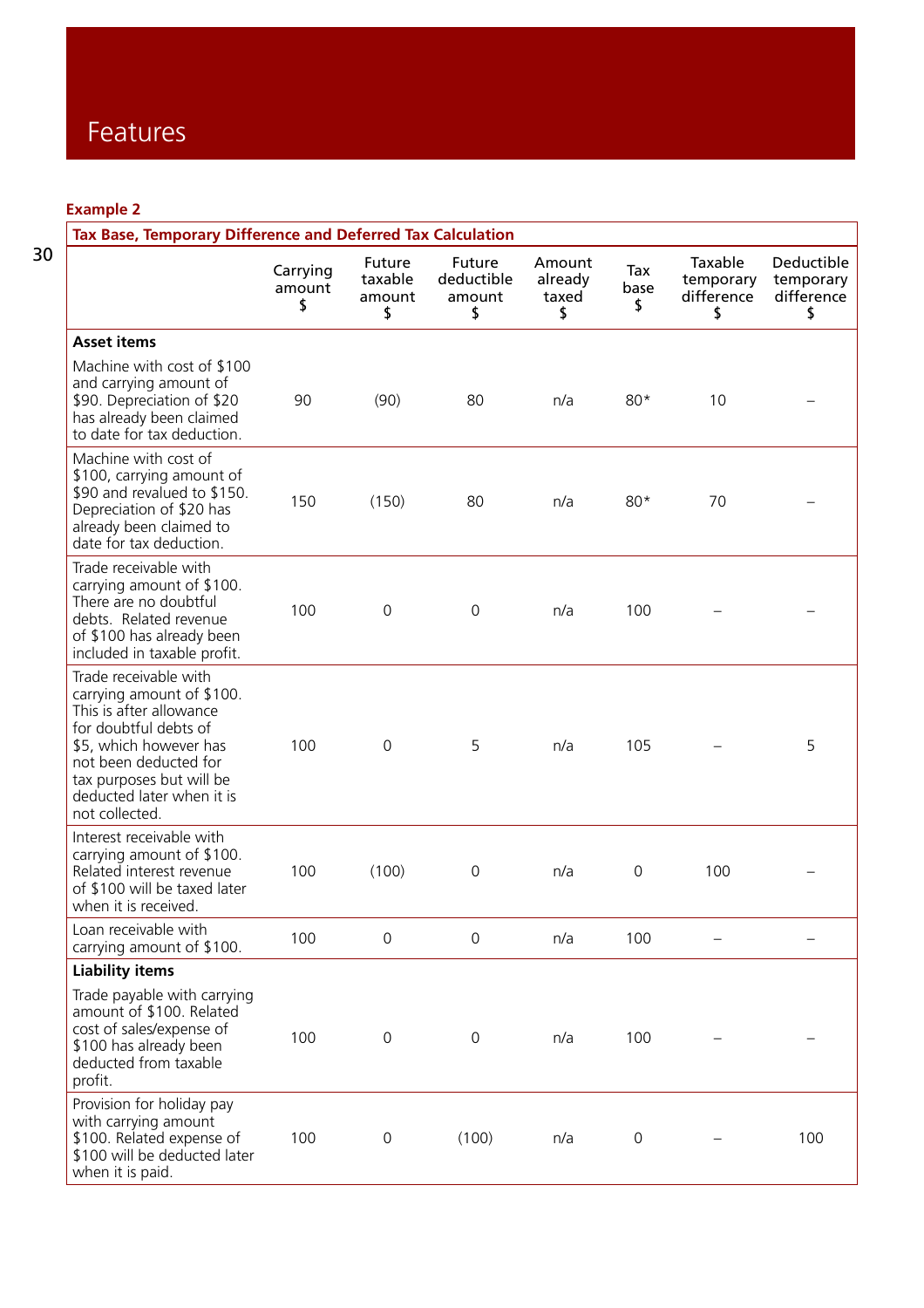# Features

**Example 2**

| Tax Base, Temporary Difference and Deferred Tax Calculation | | | | | | | |
|---|---|---|---|---|---|---|---|
| | Carrying amount $ | Future taxable amount $ | Future deductible amount $ | Amount already taxed $ | Tax base $ | Taxable temporary difference $ | Deductible temporary difference $ |
| **Asset items** | | | | | | | |
| Machine with cost of $100 and carrying amount of $90. Depreciation of $20 has already been claimed to date for tax deduction. | 90 | (90) | 80 | n/a | 80* | 10 | – |
| Machine with cost of $100, carrying amount of $90 and revalued to $150. Depreciation of $20 has already been claimed to date for tax deduction. | 150 | (150) | 80 | n/a | 80* | 70 | – |
| Trade receivable with carrying amount of $100. There are no doubtful debts. Related revenue of $100 has already been included in taxable profit. | 100 | 0 | 0 | n/a | 100 | – | – |
| Trade receivable with carrying amount of $100. This is after allowance for doubtful debts of $5, which however has not been deducted for tax purposes but will be deducted later when it is not collected. | 100 | 0 | 5 | n/a | 105 | – | 5 |
| Interest receivable with carrying amount of $100. Related interest revenue of $100 will be taxed later when it is received. | 100 | (100) | 0 | n/a | 0 | 100 | – |
| Loan receivable with carrying amount of $100. | 100 | 0 | 0 | n/a | 100 | – | – |
| **Liability items** | | | | | | | |
| Trade payable with carrying amount of $100. Related cost of sales/expense of $100 has already been deducted from taxable profit. | 100 | 0 | 0 | n/a | 100 | – | – |
| Provision for holiday pay with carrying amount $100. Related expense of $100 will be deducted later when it is paid. | 100 | 0 | (100) | n/a | 0 | – | 100 |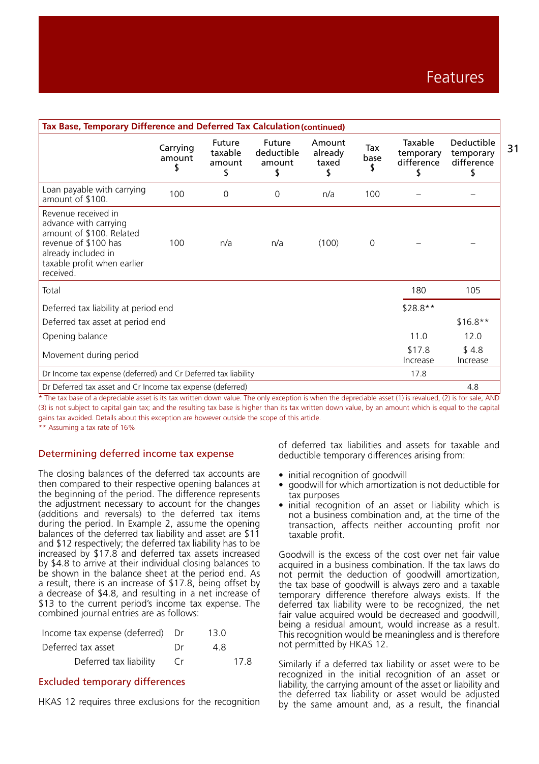| Tax Base, Temporary Difference and Deferred Tax Calculation (continued) | Carrying amount $ | Future taxable amount $ | Future deductible amount $ | Amount already taxed $ | Tax base $ | Taxable temporary difference $ | Deductible temporary difference $ |
|---|---|---|---|---|---|---|---|
| Loan payable with carrying amount of $100. | 100 | 0 | 0 | n/a | 100 | – | – |
| Revenue received in advance with carrying amount of $100. Related revenue of $100 has already included in taxable profit when earlier received. | 100 | n/a | n/a | (100) | 0 | – | – |
| Total | | | | | | 180 | 105 |
| Deferred tax liability at period end | | | | | | $28.8** | |
| Deferred tax asset at period end | | | | | | | $16.8** |
| Opening balance | | | | | | 11.0 | 12.0 |
| Movement during period | | | | | | $17.8 Increase | $ 4.8 Increase |
| Dr Income tax expense (deferred) and Cr Deferred tax liability | | | | | | 17.8 | |
| Dr Deferred tax asset and Cr Income tax expense (deferred) | | | | | | | 4.8 |

* The tax base of a depreciable asset is its tax written down value. The only exception is when the depreciable asset (1) is revalued, (2) is for sale, AND (3) is not subject to capital gain tax; and the resulting tax base is higher than its tax written down value, by an amount which is equal to the capital gains tax avoided. Details about this exception are however outside the scope of this article.

** Assuming a tax rate of 16%

## Determining deferred income tax expense

The closing balances of the deferred tax accounts are then compared to their respective opening balances at the beginning of the period. The difference represents the adjustment necessary to account for the changes (additions and reversals) to the deferred tax items during the period. In Example 2, assume the opening balances of the deferred tax liability and asset are $11 and $12 respectively; the deferred tax liability has to be increased by $17.8 and deferred tax assets increased by $4.8 to arrive at their individual closing balances to be shown in the balance sheet at the period end. As a result, there is an increase of $17.8, being offset by a decrease of $4.8, and resulting in a net increase of $13 to the current period's income tax expense. The combined journal entries are as follows:

| | | | |
|---|---|---|---|
| Income tax expense (deferred) | Dr | 13.0 | |
| Deferred tax asset | Dr | 4.8 | |
| Deferred tax liability | Cr | | 17.8 |

## Excluded temporary differences

HKAS 12 requires three exclusions for the recognition of deferred tax liabilities and assets for taxable and deductible temporary differences arising from:

- initial recognition of goodwill
- goodwill for which amortization is not deductible for tax purposes
- initial recognition of an asset or liability which is not a business combination and, at the time of the transaction, affects neither accounting profit nor taxable profit.

Goodwill is the excess of the cost over net fair value acquired in a business combination. If the tax laws do not permit the deduction of goodwill amortization, the tax base of goodwill is always zero and a taxable temporary difference therefore always exists. If the deferred tax liability were to be recognized, the net fair value acquired would be decreased and goodwill, being a residual amount, would increase as a result. This recognition would be meaningless and is therefore not permitted by HKAS 12.

Similarly if a deferred tax liability or asset were to be recognized in the initial recognition of an asset or liability, the carrying amount of the asset or liability and the deferred tax liability or asset would be adjusted by the same amount and, as a result, the financial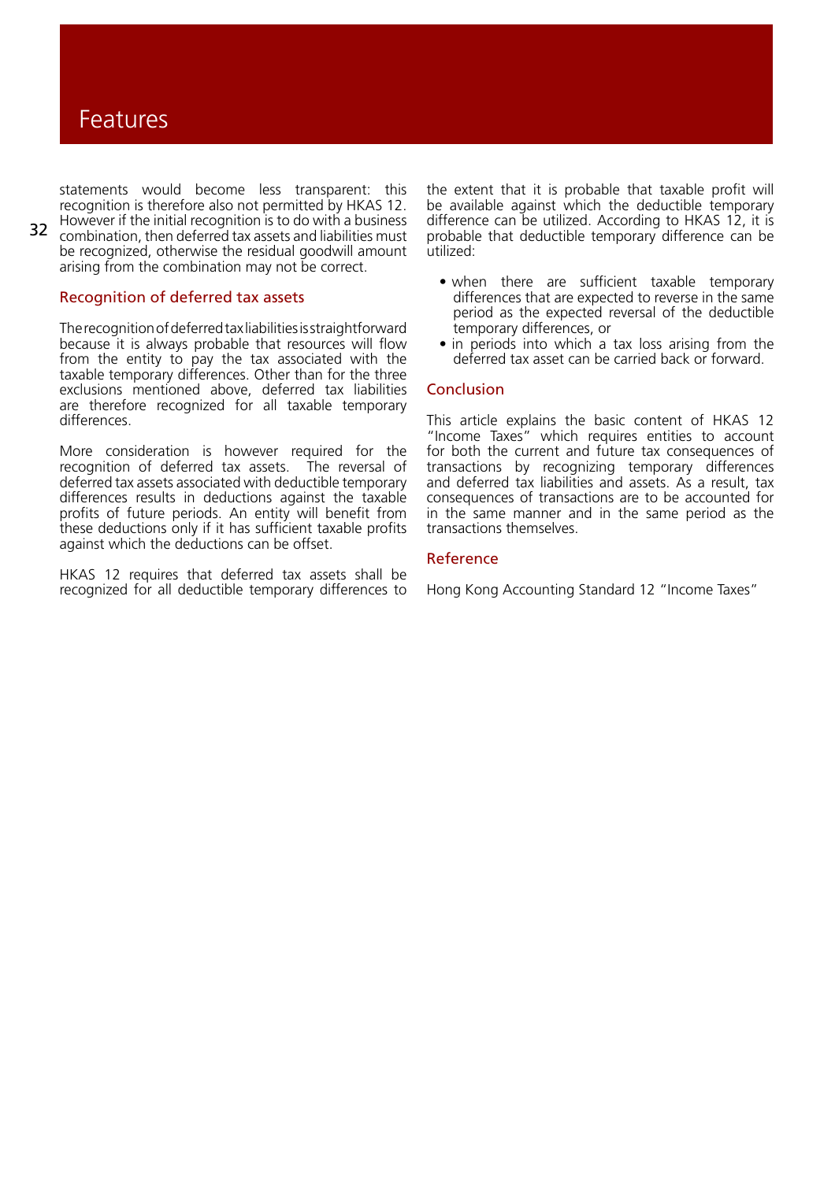statements would become less transparent: this recognition is therefore also not permitted by HKAS 12. However if the initial recognition is to do with a business combination, then deferred tax assets and liabilities must be recognized, otherwise the residual goodwill amount arising from the combination may not be correct.

## Recognition of deferred tax assets

The recognition of deferred tax liabilities is straightforward because it is always probable that resources will flow from the entity to pay the tax associated with the taxable temporary differences. Other than for the three exclusions mentioned above, deferred tax liabilities are therefore recognized for all taxable temporary differences.

More consideration is however required for the recognition of deferred tax assets. The reversal of deferred tax assets associated with deductible temporary differences results in deductions against the taxable profits of future periods. An entity will benefit from these deductions only if it has sufficient taxable profits against which the deductions can be offset.

HKAS 12 requires that deferred tax assets shall be recognized for all deductible temporary differences to the extent that it is probable that taxable profit will be available against which the deductible temporary difference can be utilized. According to HKAS 12, it is probable that deductible temporary difference can be utilized:

- when there are sufficient taxable temporary differences that are expected to reverse in the same period as the expected reversal of the deductible temporary differences, or
- in periods into which a tax loss arising from the deferred tax asset can be carried back or forward.

## Conclusion

This article explains the basic content of HKAS 12 "Income Taxes" which requires entities to account for both the current and future tax consequences of transactions by recognizing temporary differences and deferred tax liabilities and assets. As a result, tax consequences of transactions are to be accounted for in the same manner and in the same period as the transactions themselves.

## Reference

Hong Kong Accounting Standard 12 "Income Taxes"